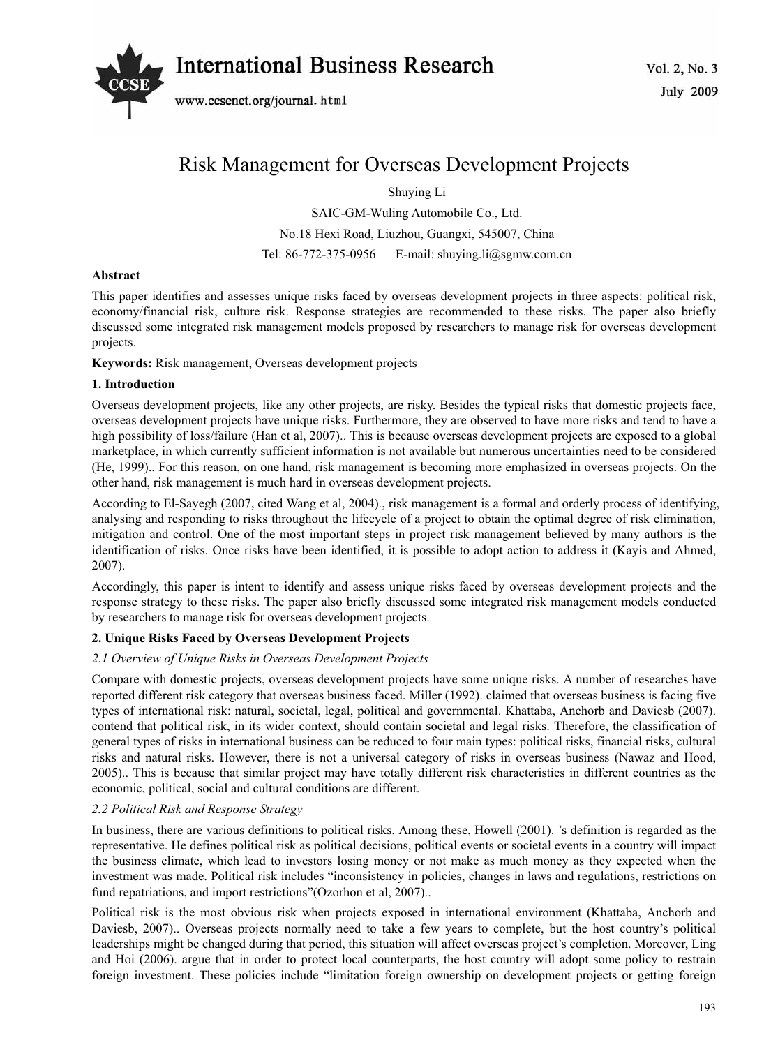# Risk Management for Overseas Development Projects

Shuying Li

SAIC-GM-Wuling Automobile Co., Ltd.

No.18 Hexi Road, Liuzhou, Guangxi, 545007, China

Tel: 86-772-375-0956 E-mail: shuying.li@sgmw.com.cn

**Abstract**

This paper identifies and assesses unique risks faced by overseas development projects in three aspects: political risk, economy/financial risk, culture risk. Response strategies are recommended to these risks. The paper also briefly discussed some integrated risk management models proposed by researchers to manage risk for overseas development projects.

**Keywords:** Risk management, Overseas development projects

## 1. Introduction

Overseas development projects, like any other projects, are risky. Besides the typical risks that domestic projects face, overseas development projects have unique risks. Furthermore, they are observed to have more risks and tend to have a high possibility of loss/failure (Han et al, 2007).. This is because overseas development projects are exposed to a global marketplace, in which currently sufficient information is not available but numerous uncertainties need to be considered (He, 1999).. For this reason, on one hand, risk management is becoming more emphasized in overseas projects. On the other hand, risk management is much hard in overseas development projects.

According to El-Sayegh (2007, cited Wang et al, 2004)., risk management is a formal and orderly process of identifying, analysing and responding to risks throughout the lifecycle of a project to obtain the optimal degree of risk elimination, mitigation and control. One of the most important steps in project risk management believed by many authors is the identification of risks. Once risks have been identified, it is possible to adopt action to address it (Kayis and Ahmed, 2007).

Accordingly, this paper is intent to identify and assess unique risks faced by overseas development projects and the response strategy to these risks. The paper also briefly discussed some integrated risk management models conducted by researchers to manage risk for overseas development projects.

## 2. Unique Risks Faced by Overseas Development Projects

### *2.1 Overview of Unique Risks in Overseas Development Projects*

Compare with domestic projects, overseas development projects have some unique risks. A number of researches have reported different risk category that overseas business faced. Miller (1992). claimed that overseas business is facing five types of international risk: natural, societal, legal, political and governmental. Khattaba, Anchorb and Daviesb (2007). contend that political risk, in its wider context, should contain societal and legal risks. Therefore, the classification of general types of risks in international business can be reduced to four main types: political risks, financial risks, cultural risks and natural risks. However, there is not a universal category of risks in overseas business (Nawaz and Hood, 2005).. This is because that similar project may have totally different risk characteristics in different countries as the economic, political, social and cultural conditions are different.

### *2.2 Political Risk and Response Strategy*

In business, there are various definitions to political risks. Among these, Howell (2001). 's definition is regarded as the representative. He defines political risk as political decisions, political events or societal events in a country will impact the business climate, which lead to investors losing money or not make as much money as they expected when the investment was made. Political risk includes "inconsistency in policies, changes in laws and regulations, restrictions on fund repatriations, and import restrictions"(Ozorhon et al, 2007)..

Political risk is the most obvious risk when projects exposed in international environment (Khattaba, Anchorb and Daviesb, 2007).. Overseas projects normally need to take a few years to complete, but the host country's political leaderships might be changed during that period, this situation will affect overseas project's completion. Moreover, Ling and Hoi (2006). argue that in order to protect local counterparts, the host country will adopt some policy to restrain foreign investment. These policies include "limitation foreign ownership on development projects or getting foreign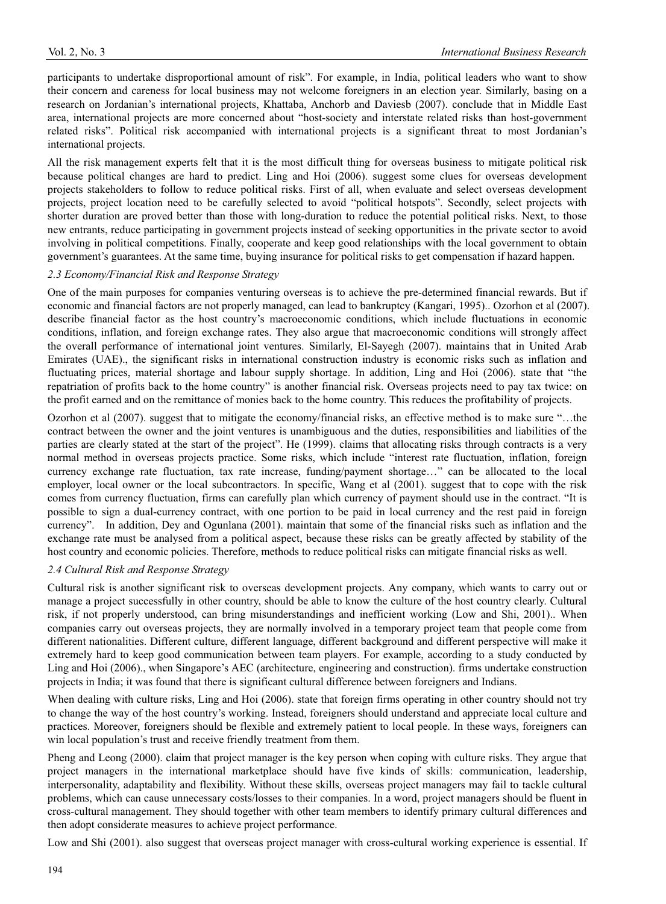participants to undertake disproportional amount of risk". For example, in India, political leaders who want to show their concern and careness for local business may not welcome foreigners in an election year. Similarly, basing on a research on Jordanian's international projects, Khattaba, Anchorb and Daviesb (2007). conclude that in Middle East area, international projects are more concerned about "host-society and interstate related risks than host-government related risks". Political risk accompanied with international projects is a significant threat to most Jordanian's international projects.

All the risk management experts felt that it is the most difficult thing for overseas business to mitigate political risk because political changes are hard to predict. Ling and Hoi (2006). suggest some clues for overseas development projects stakeholders to follow to reduce political risks. First of all, when evaluate and select overseas development projects, project location need to be carefully selected to avoid "political hotspots". Secondly, select projects with shorter duration are proved better than those with long-duration to reduce the potential political risks. Next, to those new entrants, reduce participating in government projects instead of seeking opportunities in the private sector to avoid involving in political competitions. Finally, cooperate and keep good relationships with the local government to obtain government's guarantees. At the same time, buying insurance for political risks to get compensation if hazard happen.

### *2.3 Economy/Financial Risk and Response Strategy*

One of the main purposes for companies venturing overseas is to achieve the pre-determined financial rewards. But if economic and financial factors are not properly managed, can lead to bankruptcy (Kangari, 1995).. Ozorhon et al (2007). describe financial factor as the host country's macroeconomic conditions, which include fluctuations in economic conditions, inflation, and foreign exchange rates. They also argue that macroeconomic conditions will strongly affect the overall performance of international joint ventures. Similarly, El-Sayegh (2007). maintains that in United Arab Emirates (UAE)., the significant risks in international construction industry is economic risks such as inflation and fluctuating prices, material shortage and labour supply shortage. In addition, Ling and Hoi (2006). state that "the repatriation of profits back to the home country" is another financial risk. Overseas projects need to pay tax twice: on the profit earned and on the remittance of monies back to the home country. This reduces the profitability of projects.

Ozorhon et al (2007). suggest that to mitigate the economy/financial risks, an effective method is to make sure "…the contract between the owner and the joint ventures is unambiguous and the duties, responsibilities and liabilities of the parties are clearly stated at the start of the project". He (1999). claims that allocating risks through contracts is a very normal method in overseas projects practice. Some risks, which include "interest rate fluctuation, inflation, foreign currency exchange rate fluctuation, tax rate increase, funding/payment shortage…" can be allocated to the local employer, local owner or the local subcontractors. In specific, Wang et al (2001). suggest that to cope with the risk comes from currency fluctuation, firms can carefully plan which currency of payment should use in the contract. "It is possible to sign a dual-currency contract, with one portion to be paid in local currency and the rest paid in foreign currency". In addition, Dey and Ogunlana (2001). maintain that some of the financial risks such as inflation and the exchange rate must be analysed from a political aspect, because these risks can be greatly affected by stability of the host country and economic policies. Therefore, methods to reduce political risks can mitigate financial risks as well.

### *2.4 Cultural Risk and Response Strategy*

Cultural risk is another significant risk to overseas development projects. Any company, which wants to carry out or manage a project successfully in other country, should be able to know the culture of the host country clearly. Cultural risk, if not properly understood, can bring misunderstandings and inefficient working (Low and Shi, 2001).. When companies carry out overseas projects, they are normally involved in a temporary project team that people come from different nationalities. Different culture, different language, different background and different perspective will make it extremely hard to keep good communication between team players. For example, according to a study conducted by Ling and Hoi (2006)., when Singapore's AEC (architecture, engineering and construction). firms undertake construction projects in India; it was found that there is significant cultural difference between foreigners and Indians.

When dealing with culture risks, Ling and Hoi (2006). state that foreign firms operating in other country should not try to change the way of the host country's working. Instead, foreigners should understand and appreciate local culture and practices. Moreover, foreigners should be flexible and extremely patient to local people. In these ways, foreigners can win local population's trust and receive friendly treatment from them.

Pheng and Leong (2000). claim that project manager is the key person when coping with culture risks. They argue that project managers in the international marketplace should have five kinds of skills: communication, leadership, interpersonality, adaptability and flexibility. Without these skills, overseas project managers may fail to tackle cultural problems, which can cause unnecessary costs/losses to their companies. In a word, project managers should be fluent in cross-cultural management. They should together with other team members to identify primary cultural differences and then adopt considerate measures to achieve project performance.

Low and Shi (2001). also suggest that overseas project manager with cross-cultural working experience is essential. If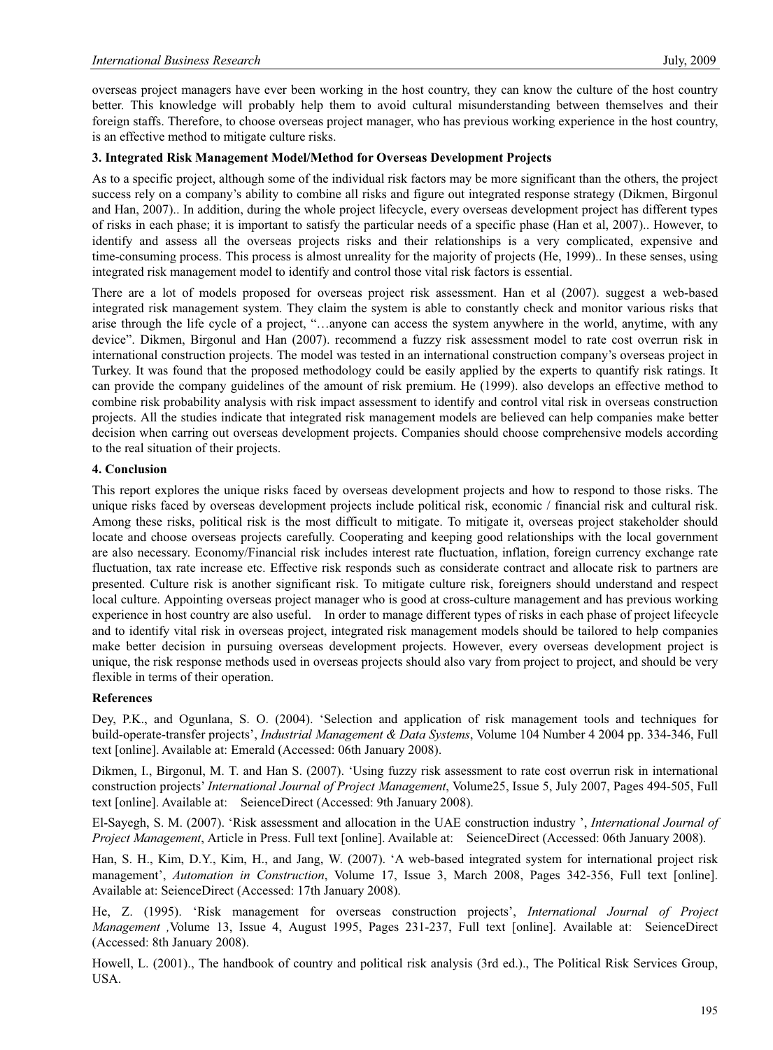overseas project managers have ever been working in the host country, they can know the culture of the host country better. This knowledge will probably help them to avoid cultural misunderstanding between themselves and their foreign staffs. Therefore, to choose overseas project manager, who has previous working experience in the host country, is an effective method to mitigate culture risks.

### 3. Integrated Risk Management Model/Method for Overseas Development Projects

As to a specific project, although some of the individual risk factors may be more significant than the others, the project success rely on a company's ability to combine all risks and figure out integrated response strategy (Dikmen, Birgonul and Han, 2007).. In addition, during the whole project lifecycle, every overseas development project has different types of risks in each phase; it is important to satisfy the particular needs of a specific phase (Han et al, 2007).. However, to identify and assess all the overseas projects risks and their relationships is a very complicated, expensive and time-consuming process. This process is almost unreality for the majority of projects (He, 1999).. In these senses, using integrated risk management model to identify and control those vital risk factors is essential.

There are a lot of models proposed for overseas project risk assessment. Han et al (2007). suggest a web-based integrated risk management system. They claim the system is able to constantly check and monitor various risks that arise through the life cycle of a project, "…anyone can access the system anywhere in the world, anytime, with any device". Dikmen, Birgonul and Han (2007). recommend a fuzzy risk assessment model to rate cost overrun risk in international construction projects. The model was tested in an international construction company's overseas project in Turkey. It was found that the proposed methodology could be easily applied by the experts to quantify risk ratings. It can provide the company guidelines of the amount of risk premium. He (1999). also develops an effective method to combine risk probability analysis with risk impact assessment to identify and control vital risk in overseas construction projects. All the studies indicate that integrated risk management models are believed can help companies make better decision when carring out overseas development projects. Companies should choose comprehensive models according to the real situation of their projects.

### 4. Conclusion

This report explores the unique risks faced by overseas development projects and how to respond to those risks. The unique risks faced by overseas development projects include political risk, economic / financial risk and cultural risk. Among these risks, political risk is the most difficult to mitigate. To mitigate it, overseas project stakeholder should locate and choose overseas projects carefully. Cooperating and keeping good relationships with the local government are also necessary. Economy/Financial risk includes interest rate fluctuation, inflation, foreign currency exchange rate fluctuation, tax rate increase etc. Effective risk responds such as considerate contract and allocate risk to partners are presented. Culture risk is another significant risk. To mitigate culture risk, foreigners should understand and respect local culture. Appointing overseas project manager who is good at cross-culture management and has previous working experience in host country are also useful. In order to manage different types of risks in each phase of project lifecycle and to identify vital risk in overseas project, integrated risk management models should be tailored to help companies make better decision in pursuing overseas development projects. However, every overseas development project is unique, the risk response methods used in overseas projects should also vary from project to project, and should be very flexible in terms of their operation.

### References

Dey, P.K., and Ogunlana, S. O. (2004). 'Selection and application of risk management tools and techniques for build-operate-transfer projects', *Industrial Management & Data Systems*, Volume 104 Number 4 2004 pp. 334-346, Full text [online]. Available at: Emerald (Accessed: 06th January 2008).

Dikmen, I., Birgonul, M. T. and Han S. (2007). 'Using fuzzy risk assessment to rate cost overrun risk in international construction projects' *International Journal of Project Management*, Volume25, Issue 5, July 2007, Pages 494-505, Full text [online]. Available at: SeienceDirect (Accessed: 9th January 2008).

El-Sayegh, S. M. (2007). 'Risk assessment and allocation in the UAE construction industry ', *International Journal of Project Management*, Article in Press. Full text [online]. Available at: SeienceDirect (Accessed: 06th January 2008).

Han, S. H., Kim, D.Y., Kim, H., and Jang, W. (2007). 'A web-based integrated system for international project risk management', *Automation in Construction*, Volume 17, Issue 3, March 2008, Pages 342-356, Full text [online]. Available at: SeienceDirect (Accessed: 17th January 2008).

He, Z. (1995). 'Risk management for overseas construction projects', *International Journal of Project Management* ,Volume 13, Issue 4, August 1995, Pages 231-237, Full text [online]. Available at: SeienceDirect (Accessed: 8th January 2008).

Howell, L. (2001)., The handbook of country and political risk analysis (3rd ed.)., The Political Risk Services Group, USA.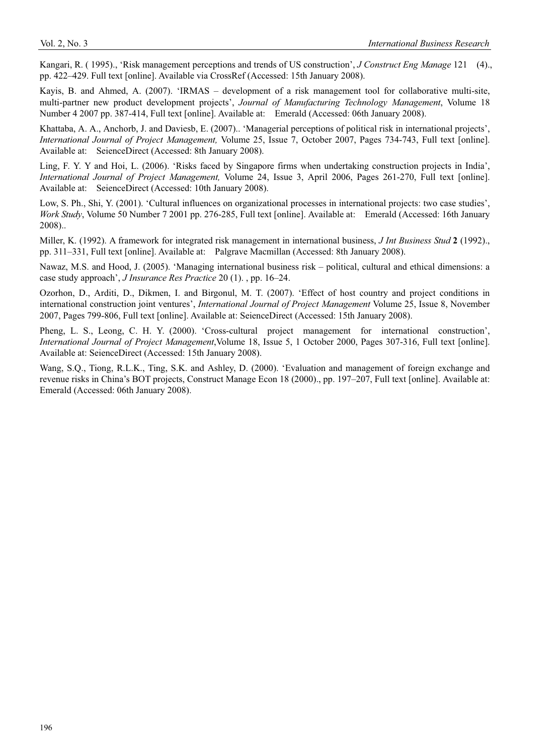Kangari, R. ( 1995)., 'Risk management perceptions and trends of US construction', *J Construct Eng Manage* 121 (4)., pp. 422–429. Full text [online]. Available via CrossRef (Accessed: 15th January 2008).

Kayis, B. and Ahmed, A. (2007). 'IRMAS – development of a risk management tool for collaborative multi-site, multi-partner new product development projects', *Journal of Manufacturing Technology Management*, Volume 18 Number 4 2007 pp. 387-414, Full text [online]. Available at: Emerald (Accessed: 06th January 2008).

Khattaba, A. A., Anchorb, J. and Daviesb, E. (2007).. 'Managerial perceptions of political risk in international projects', *International Journal of Project Management,* Volume 25, Issue 7, October 2007, Pages 734-743, Full text [online]. Available at: SeienceDirect (Accessed: 8th January 2008).

Ling, F. Y. Y and Hoi, L. (2006). 'Risks faced by Singapore firms when undertaking construction projects in India', *International Journal of Project Management,* Volume 24, Issue 3, April 2006, Pages 261-270, Full text [online]. Available at: SeienceDirect (Accessed: 10th January 2008).

Low, S. Ph., Shi, Y. (2001). 'Cultural influences on organizational processes in international projects: two case studies', *Work Study*, Volume 50 Number 7 2001 pp. 276-285, Full text [online]. Available at: Emerald (Accessed: 16th January 2008)..

Miller, K. (1992). A framework for integrated risk management in international business, *J Int Business Stud* **2** (1992)., pp. 311–331, Full text [online]. Available at: Palgrave Macmillan (Accessed: 8th January 2008).

Nawaz, M.S. and Hood, J. (2005). 'Managing international business risk – political, cultural and ethical dimensions: a case study approach', *J Insurance Res Practice* 20 (1). , pp. 16–24.

Ozorhon, D., Arditi, D., Dikmen, I. and Birgonul, M. T. (2007). 'Effect of host country and project conditions in international construction joint ventures', *International Journal of Project Management* Volume 25, Issue 8, November 2007, Pages 799-806, Full text [online]. Available at: SeienceDirect (Accessed: 15th January 2008).

Pheng, L. S., Leong, C. H. Y. (2000). 'Cross-cultural project management for international construction', *International Journal of Project Management*,Volume 18, Issue 5, 1 October 2000, Pages 307-316, Full text [online]. Available at: SeienceDirect (Accessed: 15th January 2008).

Wang, S.Q., Tiong, R.L.K., Ting, S.K. and Ashley, D. (2000). 'Evaluation and management of foreign exchange and revenue risks in China's BOT projects, Construct Manage Econ 18 (2000)., pp. 197–207, Full text [online]. Available at: Emerald (Accessed: 06th January 2008).